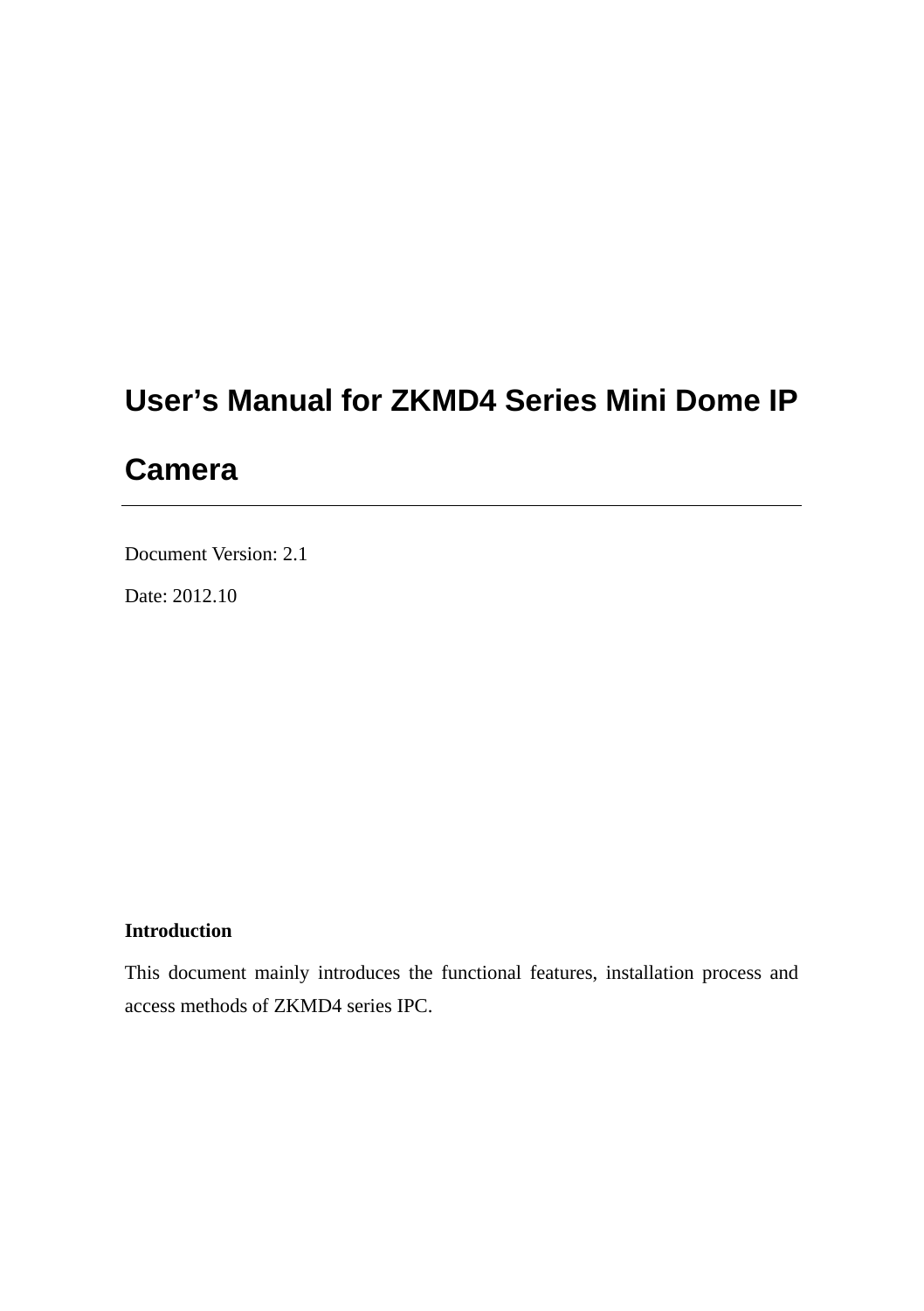# User's Manual for ZKMD4 Series Mini Dome IP Camera

---

Document Version: 2.1

Date: 2012.10

**Introduction**

This document mainly introduces the functional features, installation process and access methods of ZKMD4 series IPC.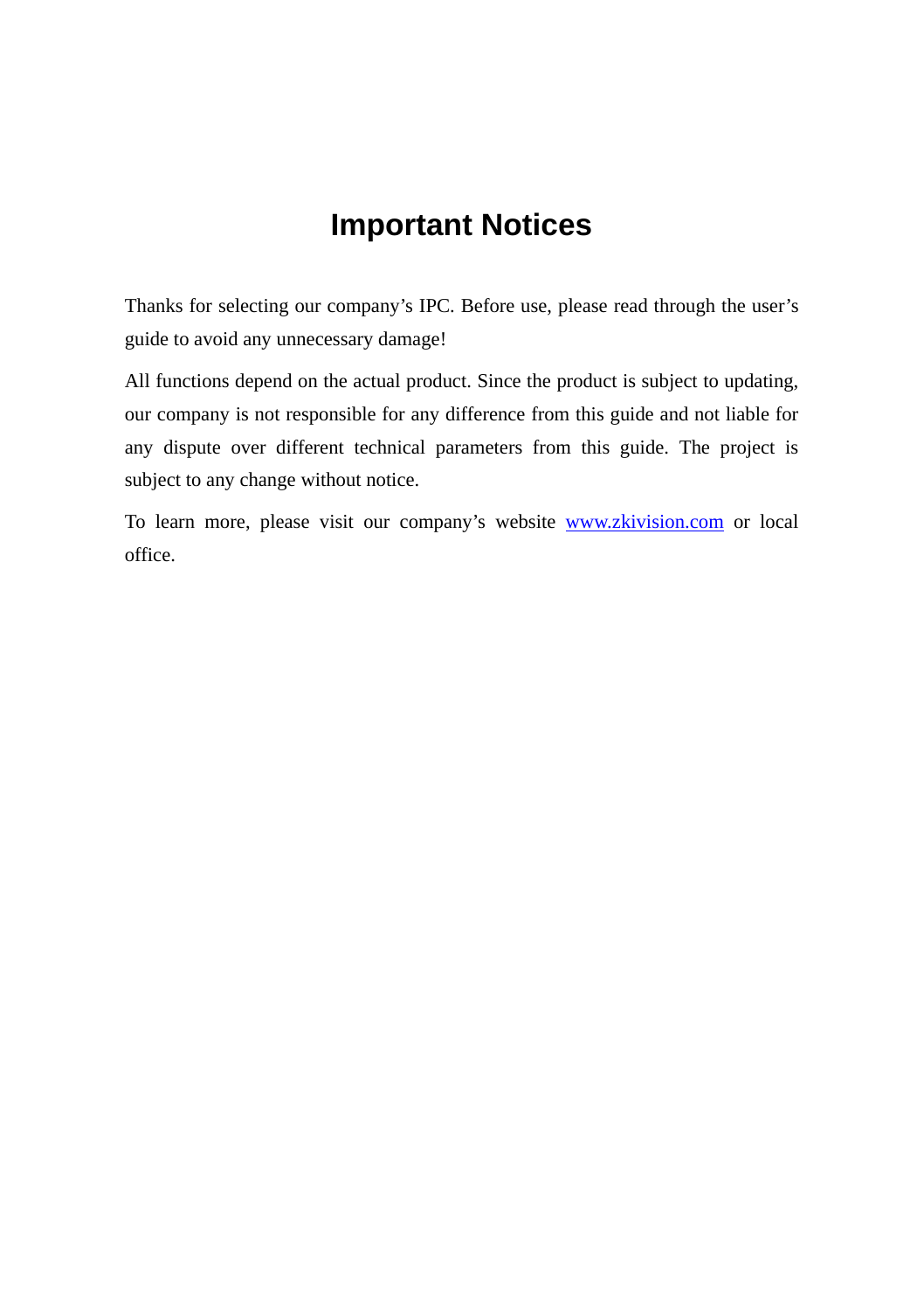# Important Notices

Thanks for selecting our company's IPC. Before use, please read through the user's guide to avoid any unnecessary damage!

All functions depend on the actual product. Since the product is subject to updating, our company is not responsible for any difference from this guide and not liable for any dispute over different technical parameters from this guide. The project is subject to any change without notice.

To learn more, please visit our company's website [www.zkivision.com](http://www.zkivision.com) or local office.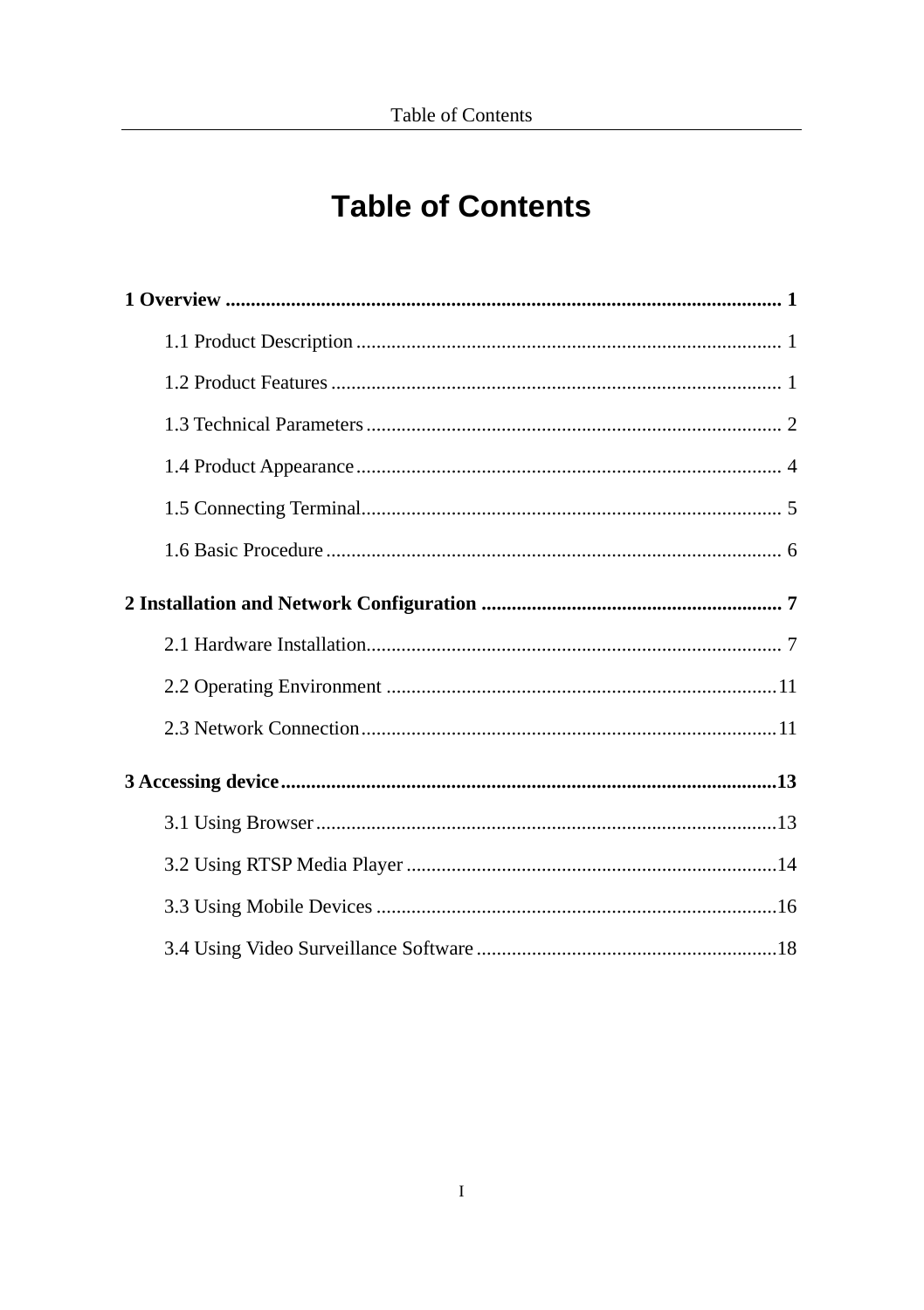# Table of Contents

**1 Overview .............................................................................................................. 1**

1.1 Product Description ..................................................................................... 1

1.2 Product Features .......................................................................................... 1

1.3 Technical Parameters ................................................................................... 2

1.4 Product Appearance ..................................................................................... 4

1.5 Connecting Terminal.................................................................................... 5

1.6 Basic Procedure ........................................................................................... 6

**2 Installation and Network Configuration ............................................................ 7**

2.1 Hardware Installation................................................................................... 7

2.2 Operating Environment .............................................................................. 11

2.3 Network Connection ................................................................................... 11

**3 Accessing device .................................................................................................. 13**

3.1 Using Browser ............................................................................................ 13

3.2 Using RTSP Media Player .......................................................................... 14

3.3 Using Mobile Devices ................................................................................ 16

3.4 Using Video Surveillance Software ............................................................ 18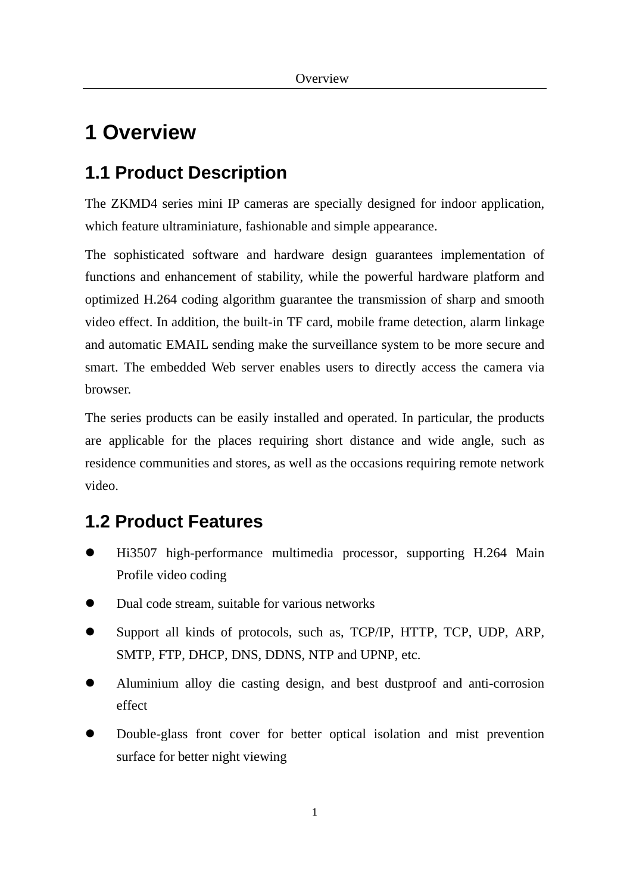# 1 Overview

## 1.1 Product Description

The ZKMD4 series mini IP cameras are specially designed for indoor application, which feature ultraminiature, fashionable and simple appearance.

The sophisticated software and hardware design guarantees implementation of functions and enhancement of stability, while the powerful hardware platform and optimized H.264 coding algorithm guarantee the transmission of sharp and smooth video effect. In addition, the built-in TF card, mobile frame detection, alarm linkage and automatic EMAIL sending make the surveillance system to be more secure and smart. The embedded Web server enables users to directly access the camera via browser.

The series products can be easily installed and operated. In particular, the products are applicable for the places requiring short distance and wide angle, such as residence communities and stores, as well as the occasions requiring remote network video.

## 1.2 Product Features

- Hi3507 high-performance multimedia processor, supporting H.264 Main Profile video coding
- Dual code stream, suitable for various networks
- Support all kinds of protocols, such as, TCP/IP, HTTP, TCP, UDP, ARP, SMTP, FTP, DHCP, DNS, DDNS, NTP and UPNP, etc.
- Aluminium alloy die casting design, and best dustproof and anti-corrosion effect
- Double-glass front cover for better optical isolation and mist prevention surface for better night viewing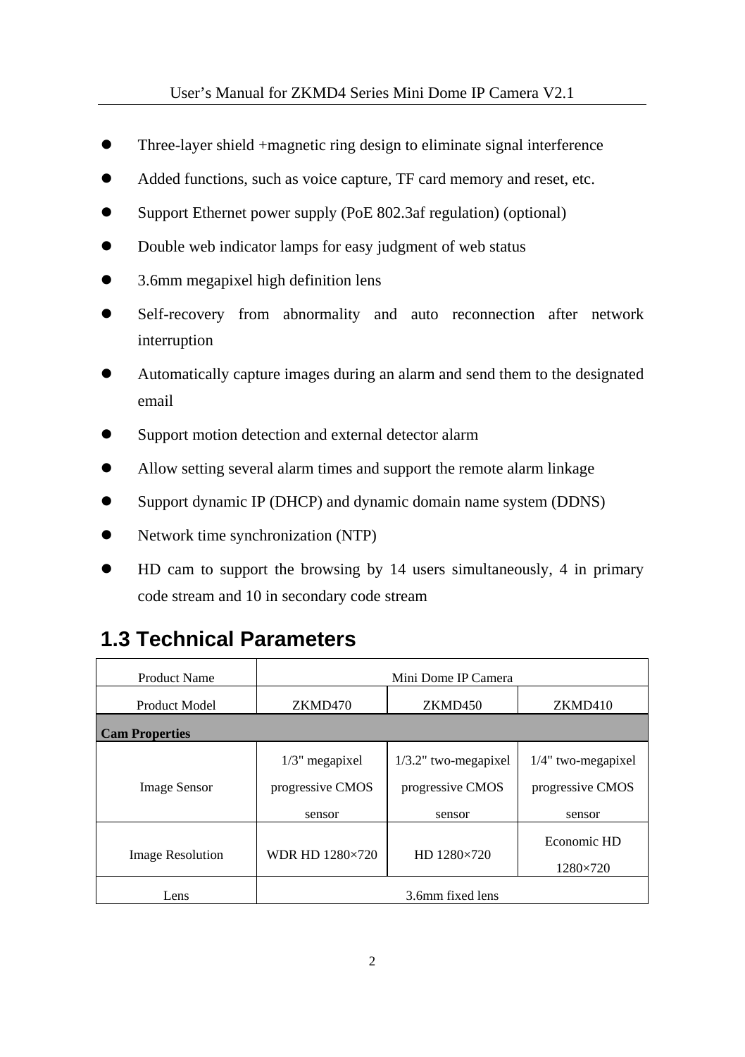- Three-layer shield +magnetic ring design to eliminate signal interference
- Added functions, such as voice capture, TF card memory and reset, etc.
- Support Ethernet power supply (PoE 802.3af regulation) (optional)
- Double web indicator lamps for easy judgment of web status
- 3.6mm megapixel high definition lens
- Self-recovery from abnormality and auto reconnection after network interruption
- Automatically capture images during an alarm and send them to the designated email
- Support motion detection and external detector alarm
- Allow setting several alarm times and support the remote alarm linkage
- Support dynamic IP (DHCP) and dynamic domain name system (DDNS)
- Network time synchronization (NTP)
- HD cam to support the browsing by 14 users simultaneously, 4 in primary code stream and 10 in secondary code stream

## 1.3 Technical Parameters

| Product Name | Mini Dome IP Camera | | |
|---|---|---|---|
| Product Model | ZKMD470 | ZKMD450 | ZKMD410 |
| **Cam Properties** | | | |
| Image Sensor | 1/3" megapixel progressive CMOS sensor | 1/3.2" two-megapixel progressive CMOS sensor | 1/4" two-megapixel progressive CMOS sensor |
| Image Resolution | WDR HD 1280×720 | HD 1280×720 | Economic HD 1280×720 |
| Lens | 3.6mm fixed lens | | |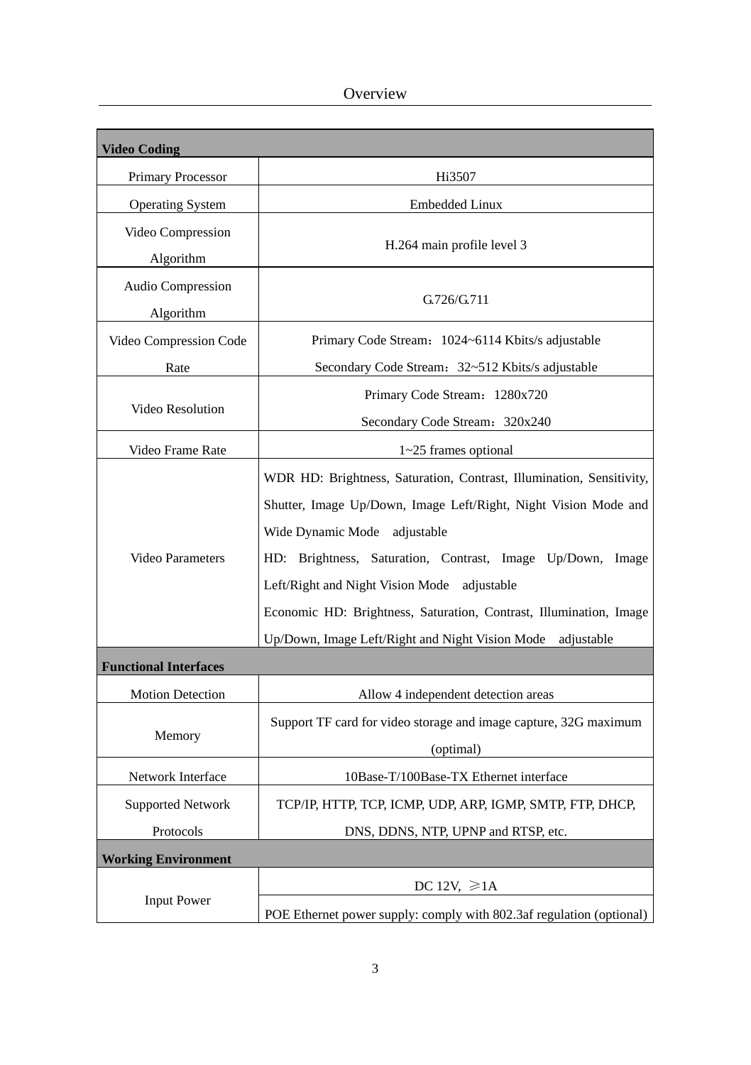| Video Coding | |
|---|---|
| Primary Processor | Hi3507 |
| Operating System | Embedded Linux |
| Video Compression Algorithm | H.264 main profile level 3 |
| Audio Compression Algorithm | G.726/G.711 |
| Video Compression Code Rate | Primary Code Stream：1024~6114 Kbits/s adjustable<br>Secondary Code Stream：32~512 Kbits/s adjustable |
| Video Resolution | Primary Code Stream：1280x720<br>Secondary Code Stream：320x240 |
| Video Frame Rate | 1~25 frames optional |
| Video Parameters | WDR HD: Brightness, Saturation, Contrast, Illumination, Sensitivity, Shutter, Image Up/Down, Image Left/Right, Night Vision Mode and Wide Dynamic Mode adjustable<br>HD: Brightness, Saturation, Contrast, Image Up/Down, Image Left/Right and Night Vision Mode adjustable<br>Economic HD: Brightness, Saturation, Contrast, Illumination, Image Up/Down, Image Left/Right and Night Vision Mode adjustable |
| **Functional Interfaces** | |
| Motion Detection | Allow 4 independent detection areas |
| Memory | Support TF card for video storage and image capture, 32G maximum (optimal) |
| Network Interface | 10Base-T/100Base-TX Ethernet interface |
| Supported Network Protocols | TCP/IP, HTTP, TCP, ICMP, UDP, ARP, IGMP, SMTP, FTP, DHCP, DNS, DDNS, NTP, UPNP and RTSP, etc. |
| **Working Environment** | |
| Input Power | DC 12V, ≥1A |
| | POE Ethernet power supply: comply with 802.3af regulation (optional) |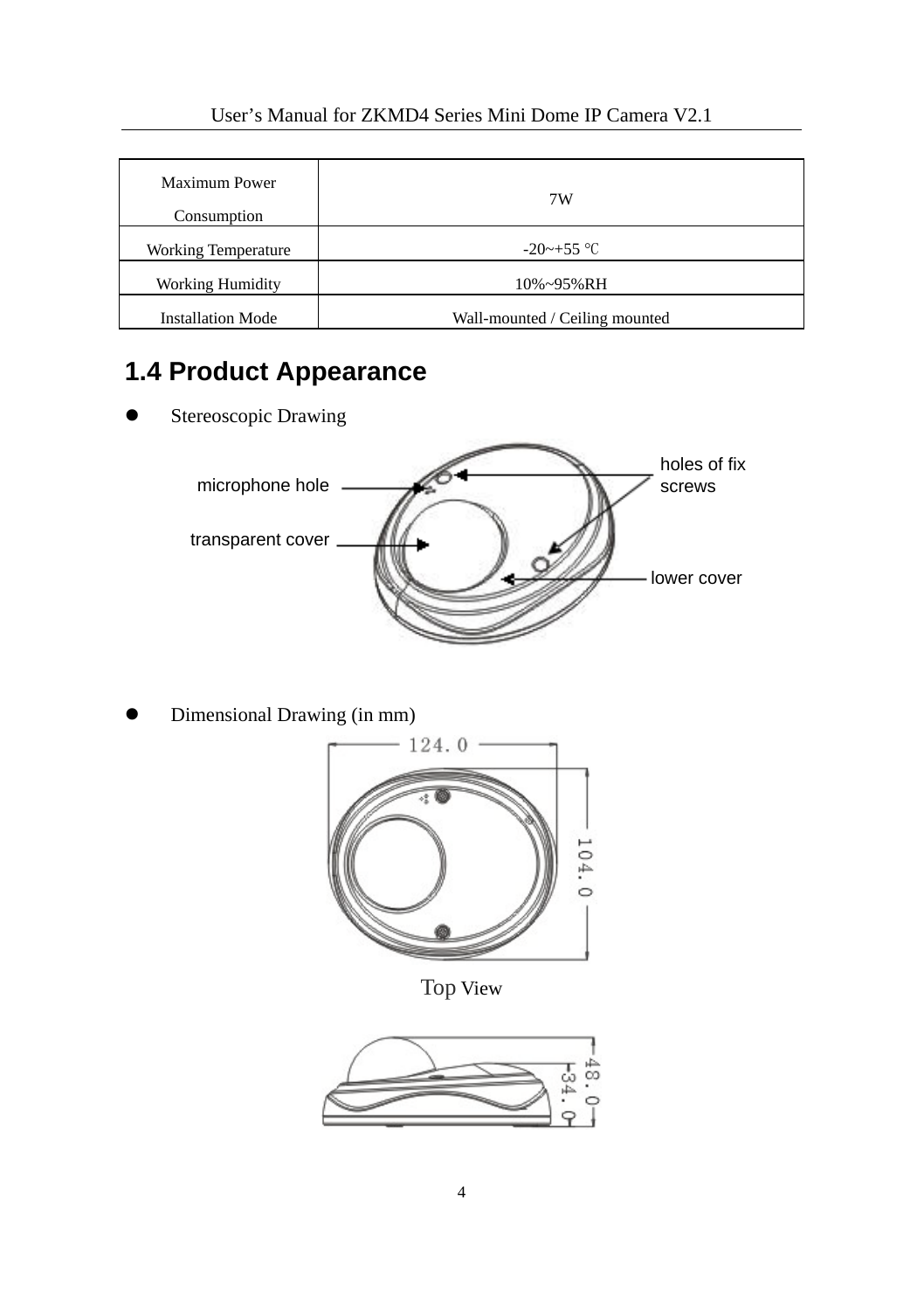| Maximum Power Consumption | 7W |
|---|---|
| Working Temperature | -20~+55 ℃ |
| Working Humidity | 10%~95%RH |
| Installation Mode | Wall-mounted / Ceiling mounted |

## 1.4 Product Appearance

- Stereoscopic Drawing

microphone hole

transparent cover

holes of fix screws

lower cover

- Dimensional Drawing (in mm)

124.0

104.0

Top View

48.0

34.0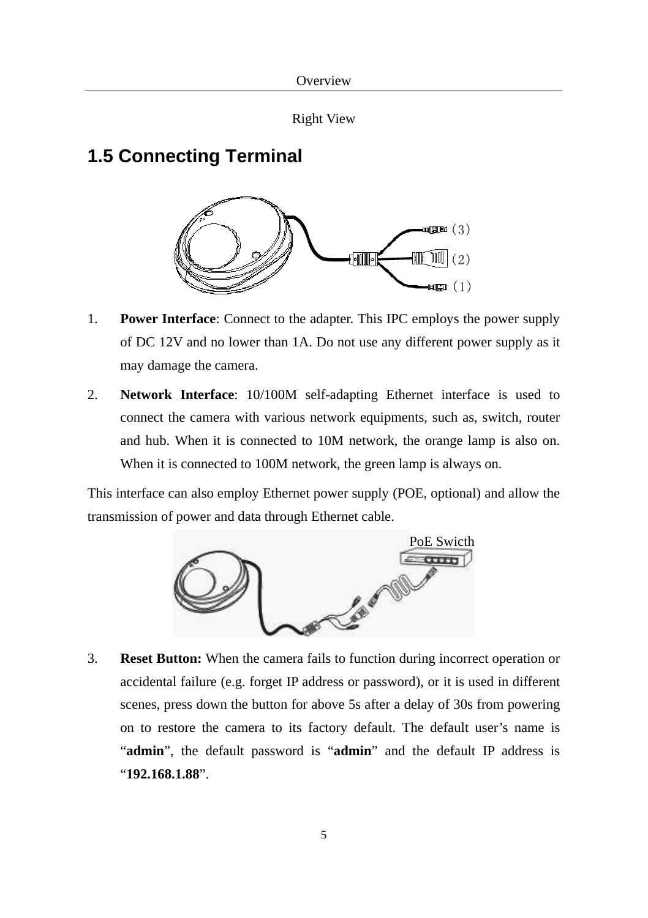Right View

## 1.5 Connecting Terminal

(3)
(2)
(1)

1. **Power Interface**: Connect to the adapter. This IPC employs the power supply of DC 12V and no lower than 1A. Do not use any different power supply as it may damage the camera.
2. **Network Interface**: 10/100M self-adapting Ethernet interface is used to connect the camera with various network equipments, such as, switch, router and hub. When it is connected to 10M network, the orange lamp is also on. When it is connected to 100M network, the green lamp is always on.

This interface can also employ Ethernet power supply (POE, optional) and allow the transmission of power and data through Ethernet cable.

PoE Swicth

3. **Reset Button:** When the camera fails to function during incorrect operation or accidental failure (e.g. forget IP address or password), or it is used in different scenes, press down the button for above 5s after a delay of 30s from powering on to restore the camera to its factory default. The default user's name is "**admin**", the default password is "**admin**" and the default IP address is "**192.168.1.88**".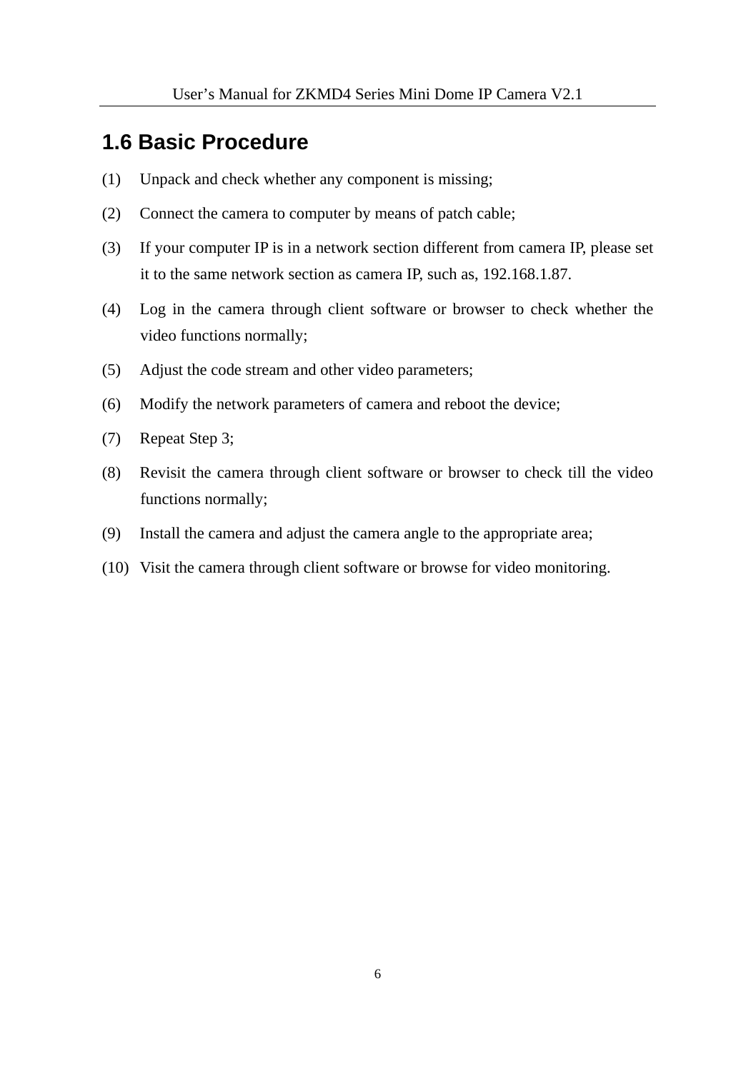## 1.6 Basic Procedure

(1) Unpack and check whether any component is missing;

(2) Connect the camera to computer by means of patch cable;

(3) If your computer IP is in a network section different from camera IP, please set it to the same network section as camera IP, such as, 192.168.1.87.

(4) Log in the camera through client software or browser to check whether the video functions normally;

(5) Adjust the code stream and other video parameters;

(6) Modify the network parameters of camera and reboot the device;

(7) Repeat Step 3;

(8) Revisit the camera through client software or browser to check till the video functions normally;

(9) Install the camera and adjust the camera angle to the appropriate area;

(10) Visit the camera through client software or browse for video monitoring.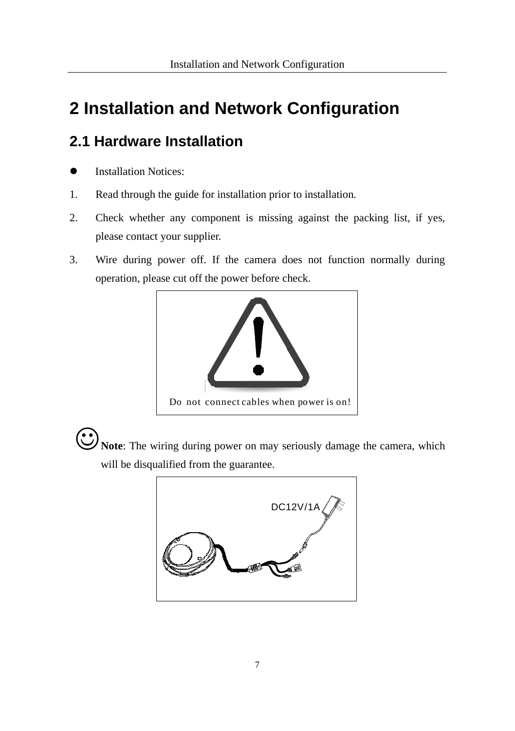# 2 Installation and Network Configuration

## 2.1 Hardware Installation

- Installation Notices:

1. Read through the guide for installation prior to installation.
2. Check whether any component is missing against the packing list, if yes, please contact your supplier.
3. Wire during power off. If the camera does not function normally during operation, please cut off the power before check.

Do not connect cables when power is on!

☺**Note**: The wiring during power on may seriously damage the camera, which will be disqualified from the guarantee.

DC12V/1A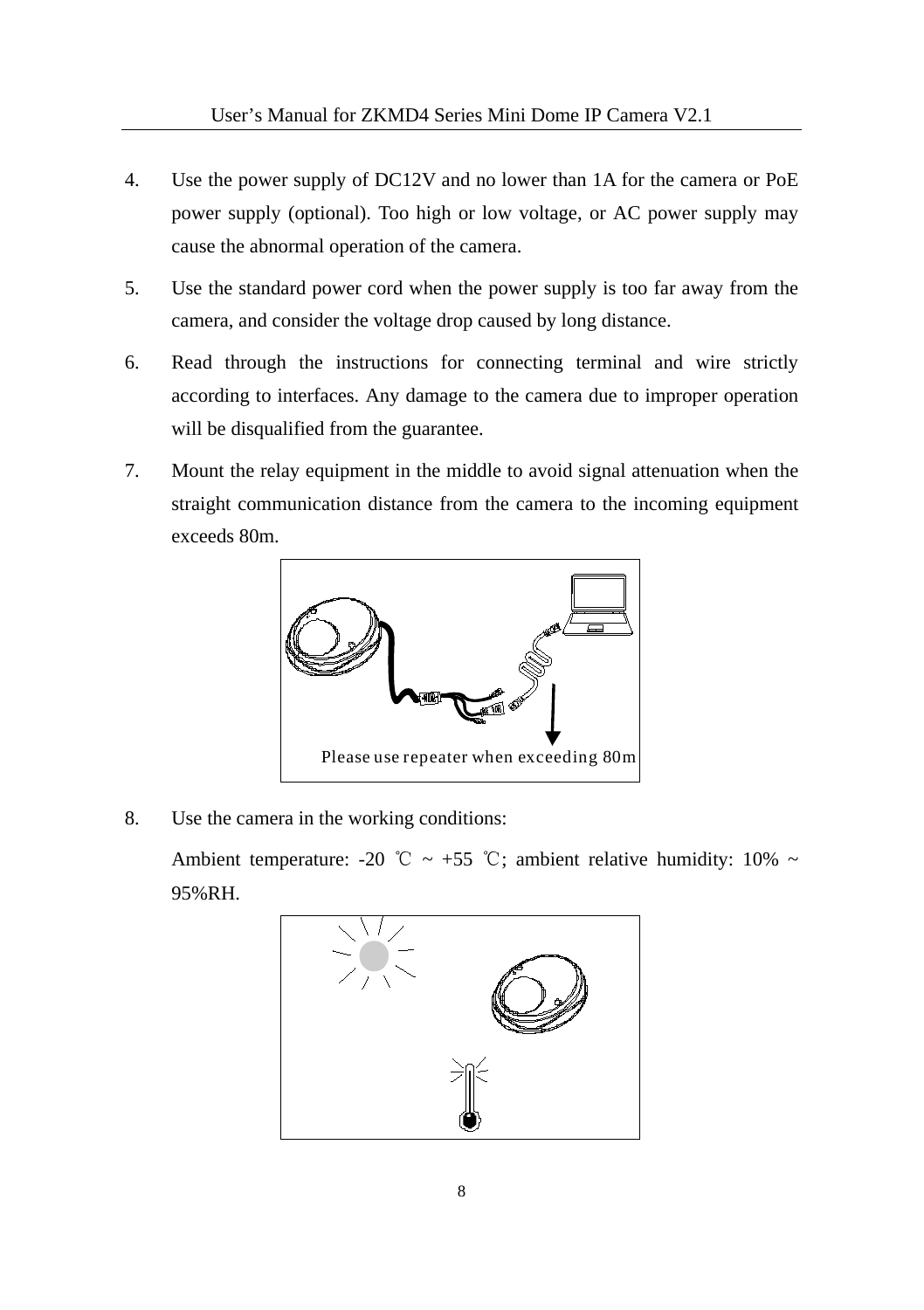4. Use the power supply of DC12V and no lower than 1A for the camera or PoE power supply (optional). Too high or low voltage, or AC power supply may cause the abnormal operation of the camera.

5. Use the standard power cord when the power supply is too far away from the camera, and consider the voltage drop caused by long distance.

6. Read through the instructions for connecting terminal and wire strictly according to interfaces. Any damage to the camera due to improper operation will be disqualified from the guarantee.

7. Mount the relay equipment in the middle to avoid signal attenuation when the straight communication distance from the camera to the incoming equipment exceeds 80m.

Please use repeater when exceeding 80m

8. Use the camera in the working conditions:

   Ambient temperature: -20 ℃ ~ +55 ℃; ambient relative humidity: 10% ~ 95%RH.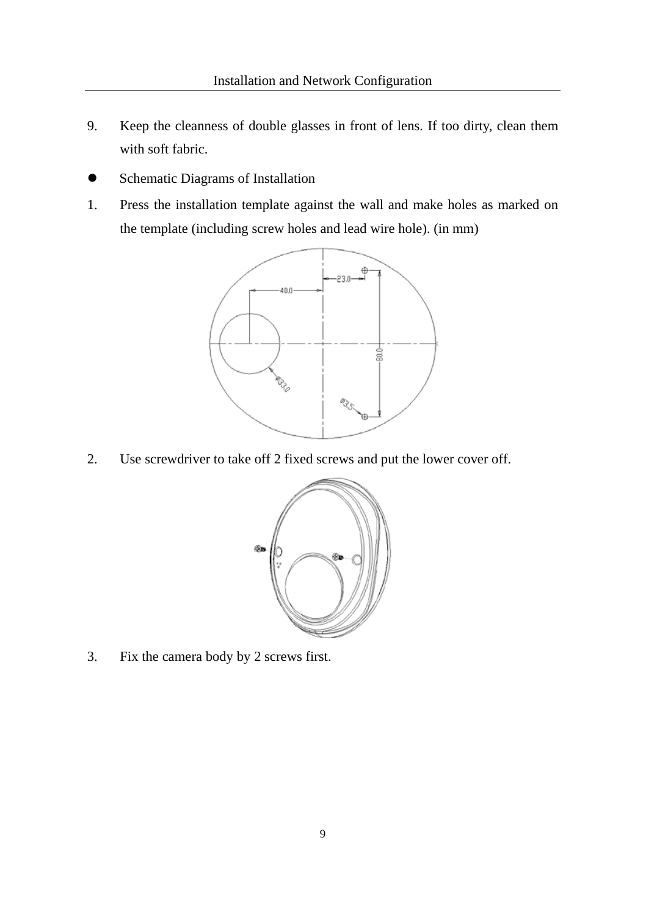9. Keep the cleanness of double glasses in front of lens. If too dirty, clean them with soft fabric.

- Schematic Diagrams of Installation

1. Press the installation template against the wall and make holes as marked on the template (including screw holes and lead wire hole). (in mm)

2. Use screwdriver to take off 2 fixed screws and put the lower cover off.

3. Fix the camera body by 2 screws first.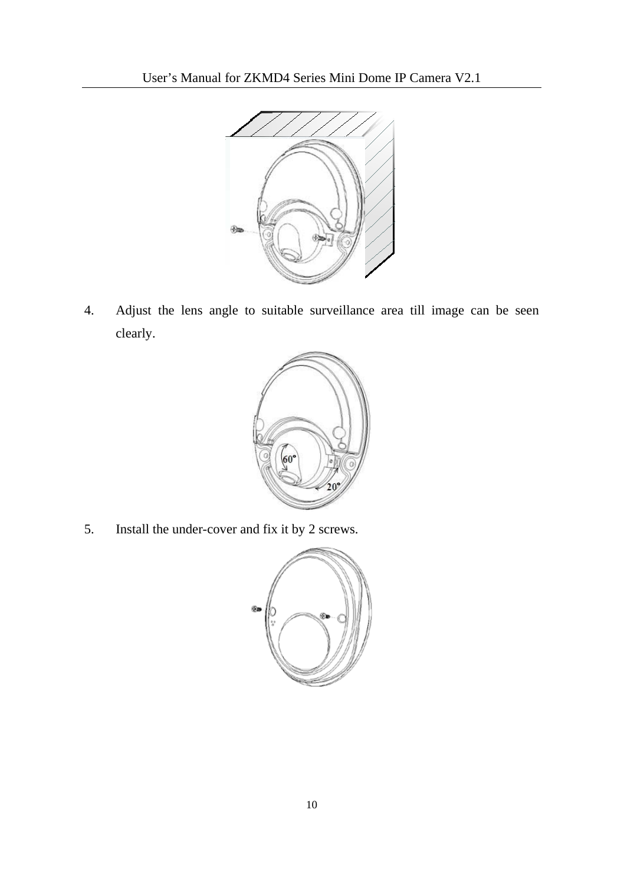4. Adjust the lens angle to suitable surveillance area till image can be seen clearly.

5. Install the under-cover and fix it by 2 screws.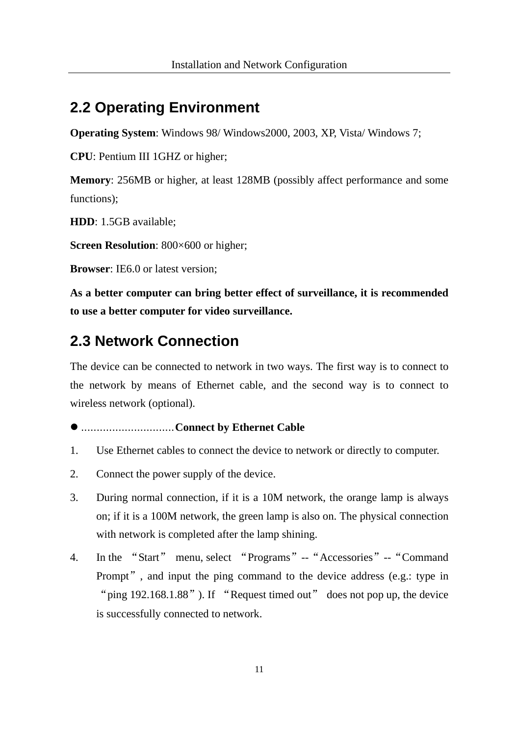## 2.2 Operating Environment

**Operating System**: Windows 98/ Windows2000, 2003, XP, Vista/ Windows 7;

**CPU**: Pentium III 1GHZ or higher;

**Memory**: 256MB or higher, at least 128MB (possibly affect performance and some functions);

**HDD**: 1.5GB available;

**Screen Resolution**: 800×600 or higher;

**Browser**: IE6.0 or latest version;

**As a better computer can bring better effect of surveillance, it is recommended to use a better computer for video surveillance.**

## 2.3 Network Connection

The device can be connected to network in two ways. The first way is to connect to the network by means of Ethernet cable, and the second way is to connect to wireless network (optional).

- **Connect by Ethernet Cable**

1. Use Ethernet cables to connect the device to network or directly to computer.
2. Connect the power supply of the device.
3. During normal connection, if it is a 10M network, the orange lamp is always on; if it is a 100M network, the green lamp is also on. The physical connection with network is completed after the lamp shining.
4. In the "Start" menu, select "Programs"--"Accessories"--"Command Prompt", and input the ping command to the device address (e.g.: type in "ping 192.168.1.88"). If "Request timed out" does not pop up, the device is successfully connected to network.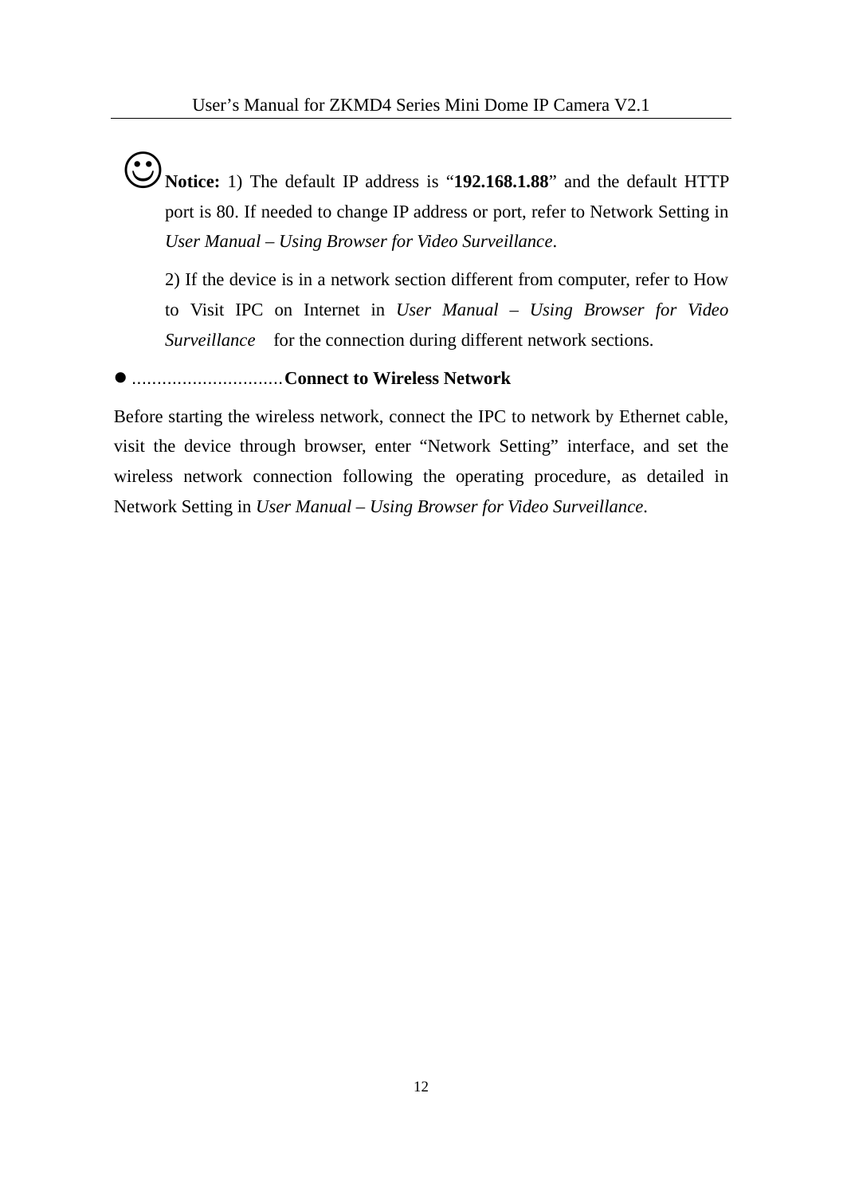☺**Notice:** 1) The default IP address is “**192.168.1.88**” and the default HTTP port is 80. If needed to change IP address or port, refer to Network Setting in *User Manual – Using Browser for Video Surveillance*.

2) If the device is in a network section different from computer, refer to How to Visit IPC on Internet in *User Manual – Using Browser for Video Surveillance* for the connection during different network sections.

- ..............................**Connect to Wireless Network**

Before starting the wireless network, connect the IPC to network by Ethernet cable, visit the device through browser, enter “Network Setting” interface, and set the wireless network connection following the operating procedure, as detailed in Network Setting in *User Manual – Using Browser for Video Surveillance*.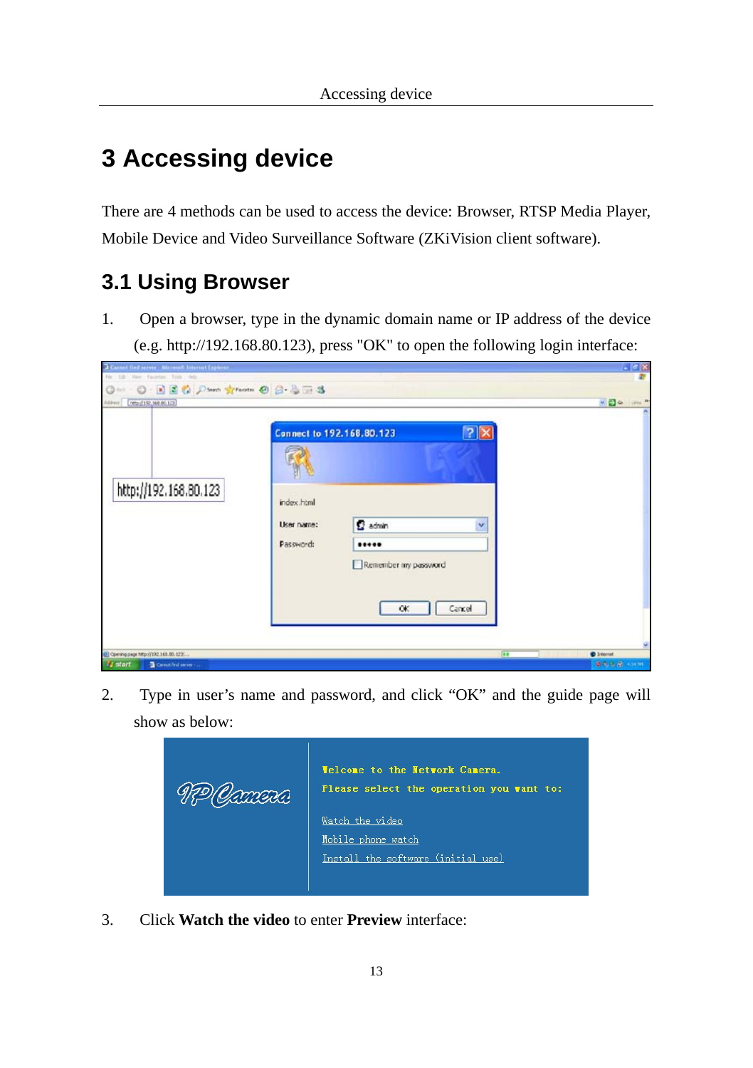# 3 Accessing device

There are 4 methods can be used to access the device: Browser, RTSP Media Player, Mobile Device and Video Surveillance Software (ZKiVision client software).

## 3.1 Using Browser

1. Open a browser, type in the dynamic domain name or IP address of the device (e.g. http://192.168.80.123), press "OK" to open the following login interface:

2. Type in user’s name and password, and click “OK” and the guide page will show as below:

3. Click **Watch the video** to enter **Preview** interface: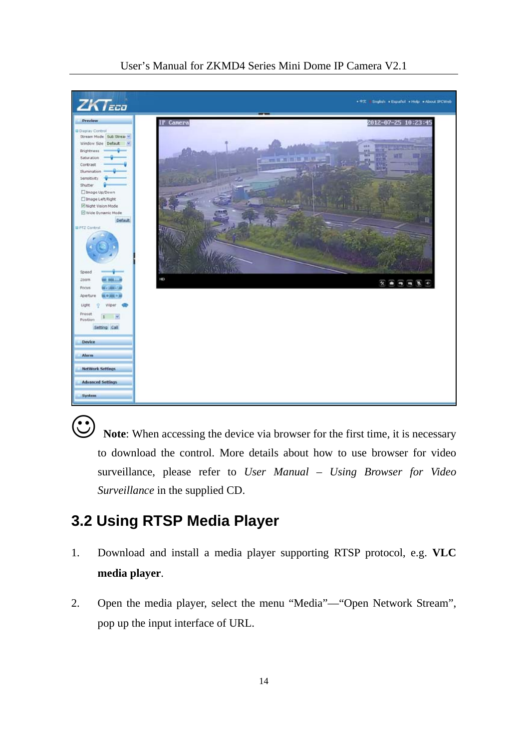☺ **Note**: When accessing the device via browser for the first time, it is necessary to download the control. More details about how to use browser for video surveillance, please refer to *User Manual – Using Browser for Video Surveillance* in the supplied CD.

## 3.2 Using RTSP Media Player

1. Download and install a media player supporting RTSP protocol, e.g. **VLC media player**.

2. Open the media player, select the menu “Media”—“Open Network Stream”, pop up the input interface of URL.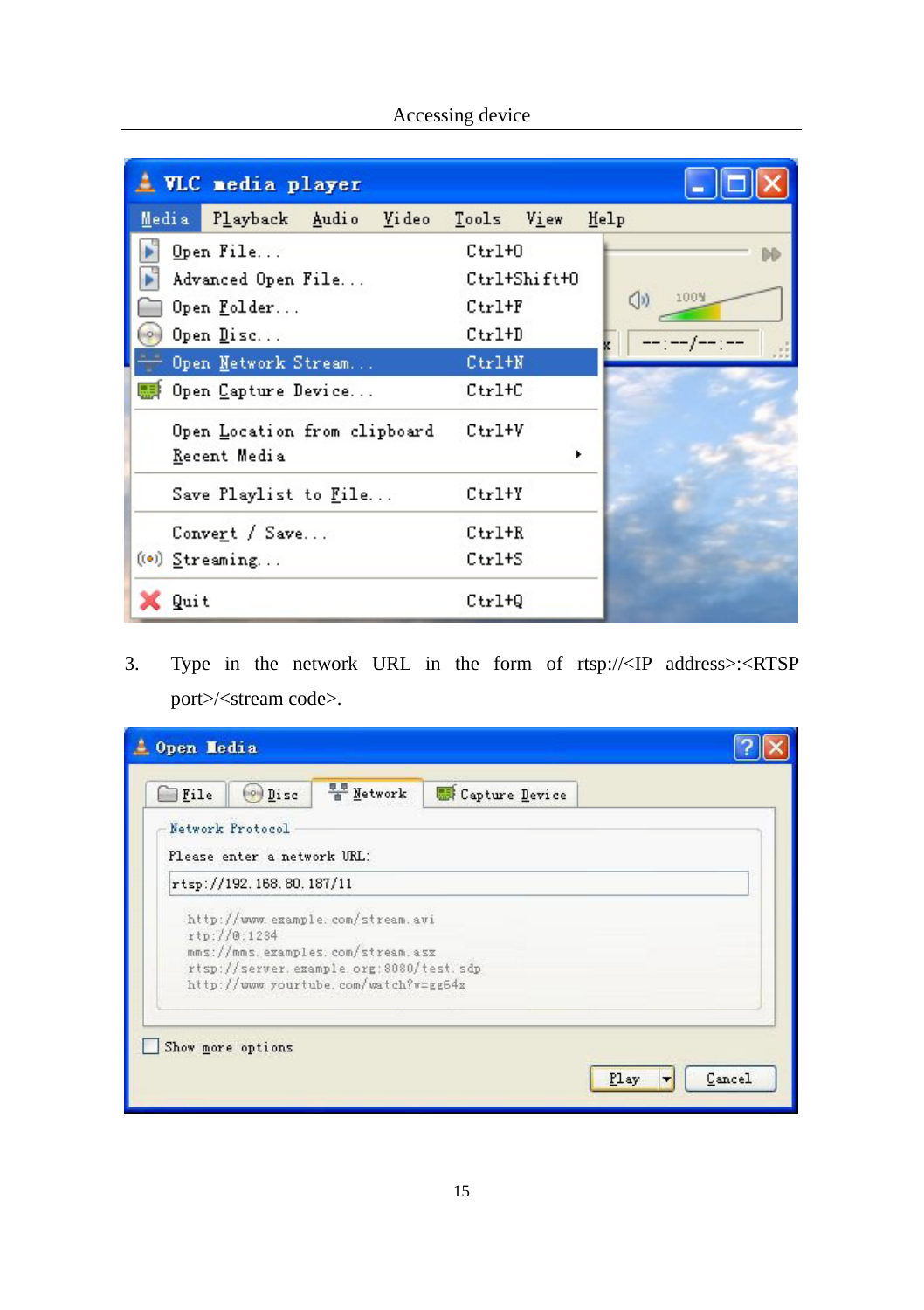3. Type in the network URL in the form of rtsp://<IP address>:<RTSP port>/<stream code>.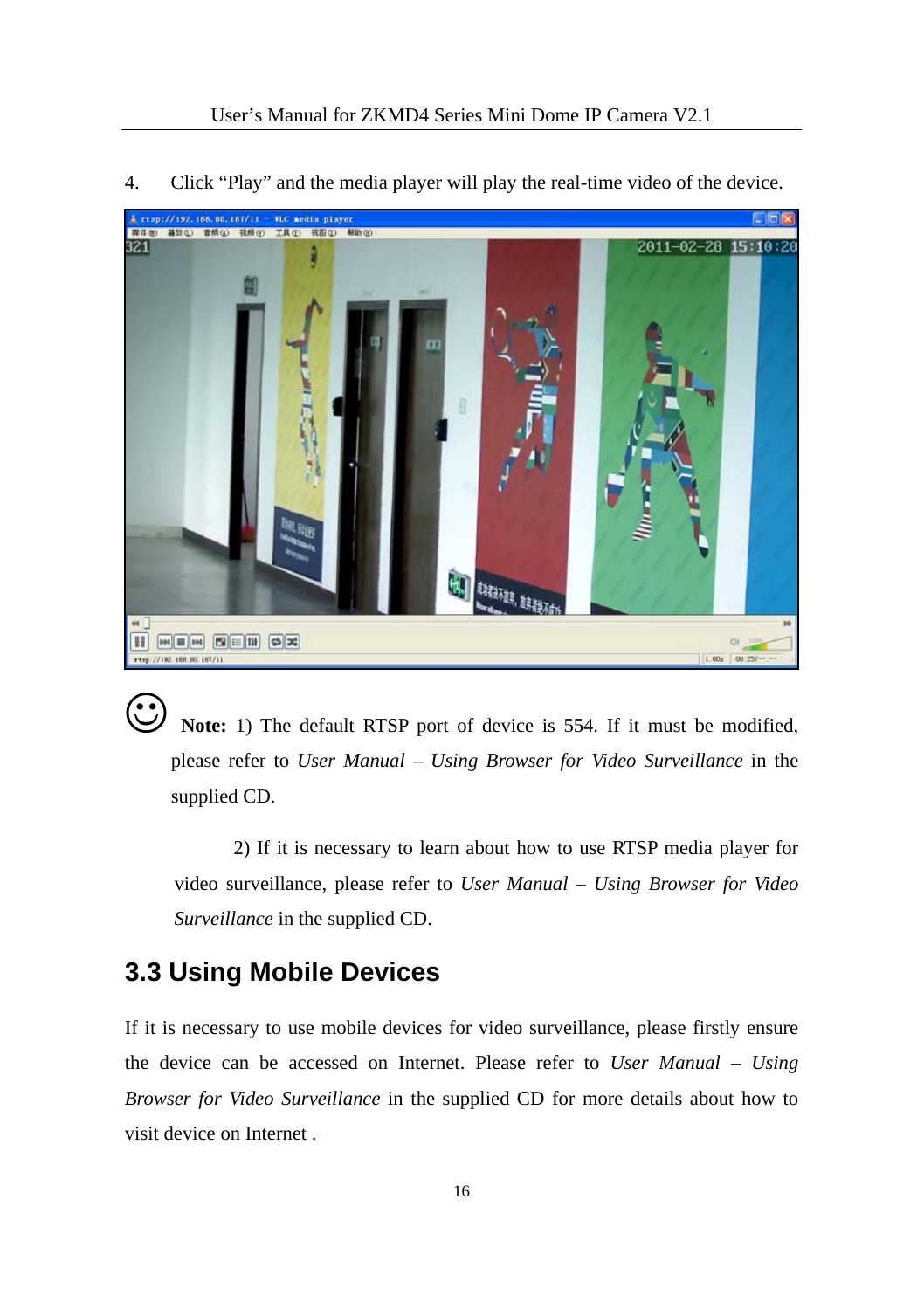4. Click "Play" and the media player will play the real-time video of the device.

☺ **Note:** 1) The default RTSP port of device is 554. If it must be modified, please refer to *User Manual – Using Browser for Video Surveillance* in the supplied CD.

2) If it is necessary to learn about how to use RTSP media player for video surveillance, please refer to *User Manual – Using Browser for Video Surveillance* in the supplied CD.

## 3.3 Using Mobile Devices

If it is necessary to use mobile devices for video surveillance, please firstly ensure the device can be accessed on Internet. Please refer to *User Manual – Using Browser for Video Surveillance* in the supplied CD for more details about how to visit device on Internet .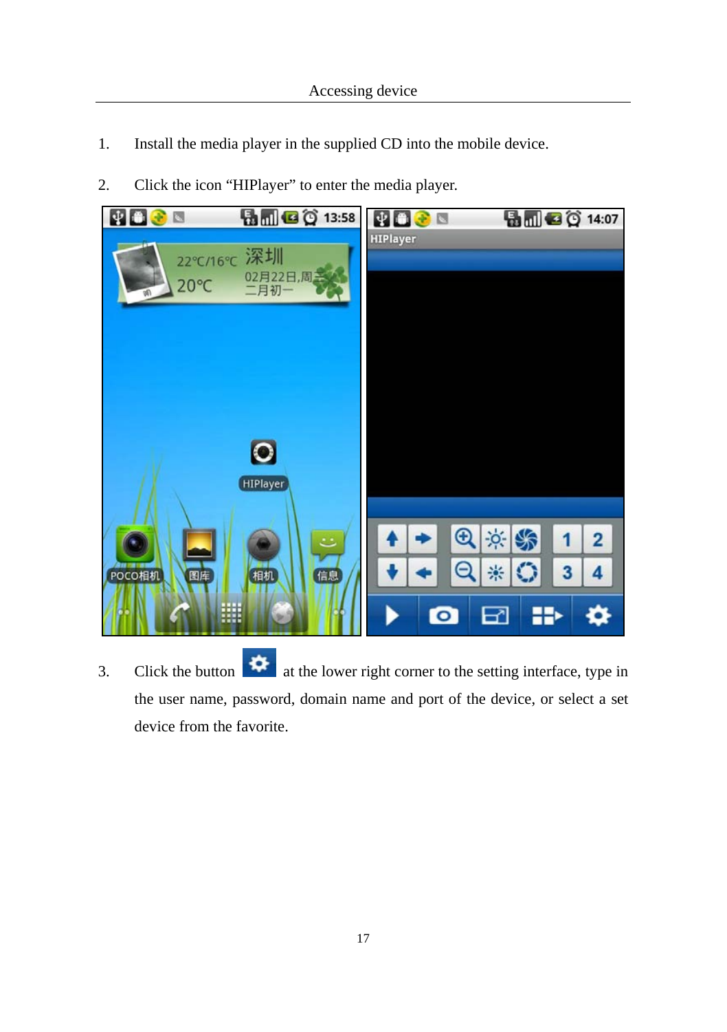1. Install the media player in the supplied CD into the mobile device.

2. Click the icon "HIPlayer" to enter the media player.

3. Click the button at the lower right corner to the setting interface, type in the user name, password, domain name and port of the device, or select a set device from the favorite.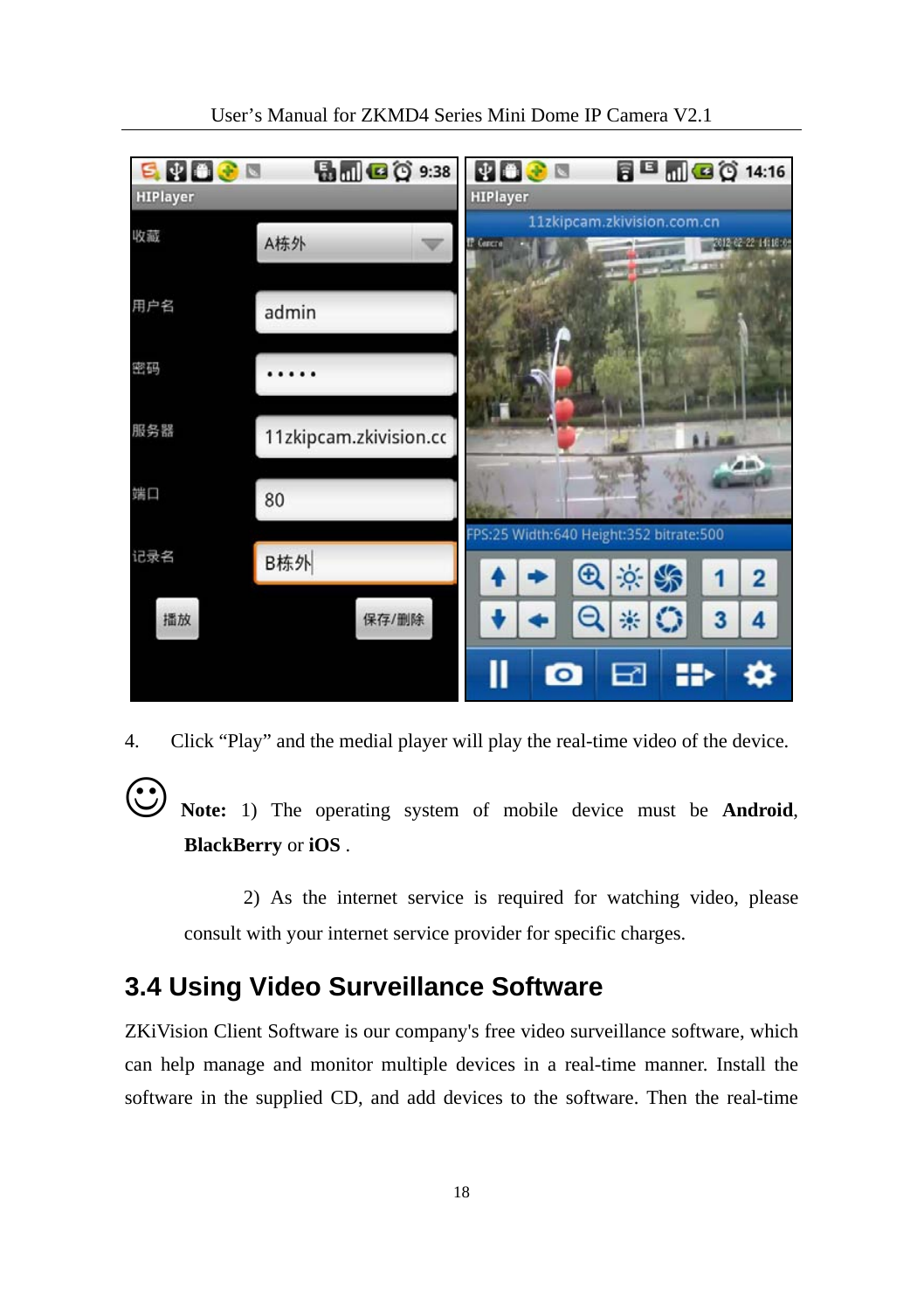4. Click "Play" and the medial player will play the real-time video of the device.

☺ **Note:** 1) The operating system of mobile device must be **Android**, **BlackBerry** or **iOS** .

2) As the internet service is required for watching video, please consult with your internet service provider for specific charges.

## 3.4 Using Video Surveillance Software

ZKiVision Client Software is our company's free video surveillance software, which can help manage and monitor multiple devices in a real-time manner. Install the software in the supplied CD, and add devices to the software. Then the real-time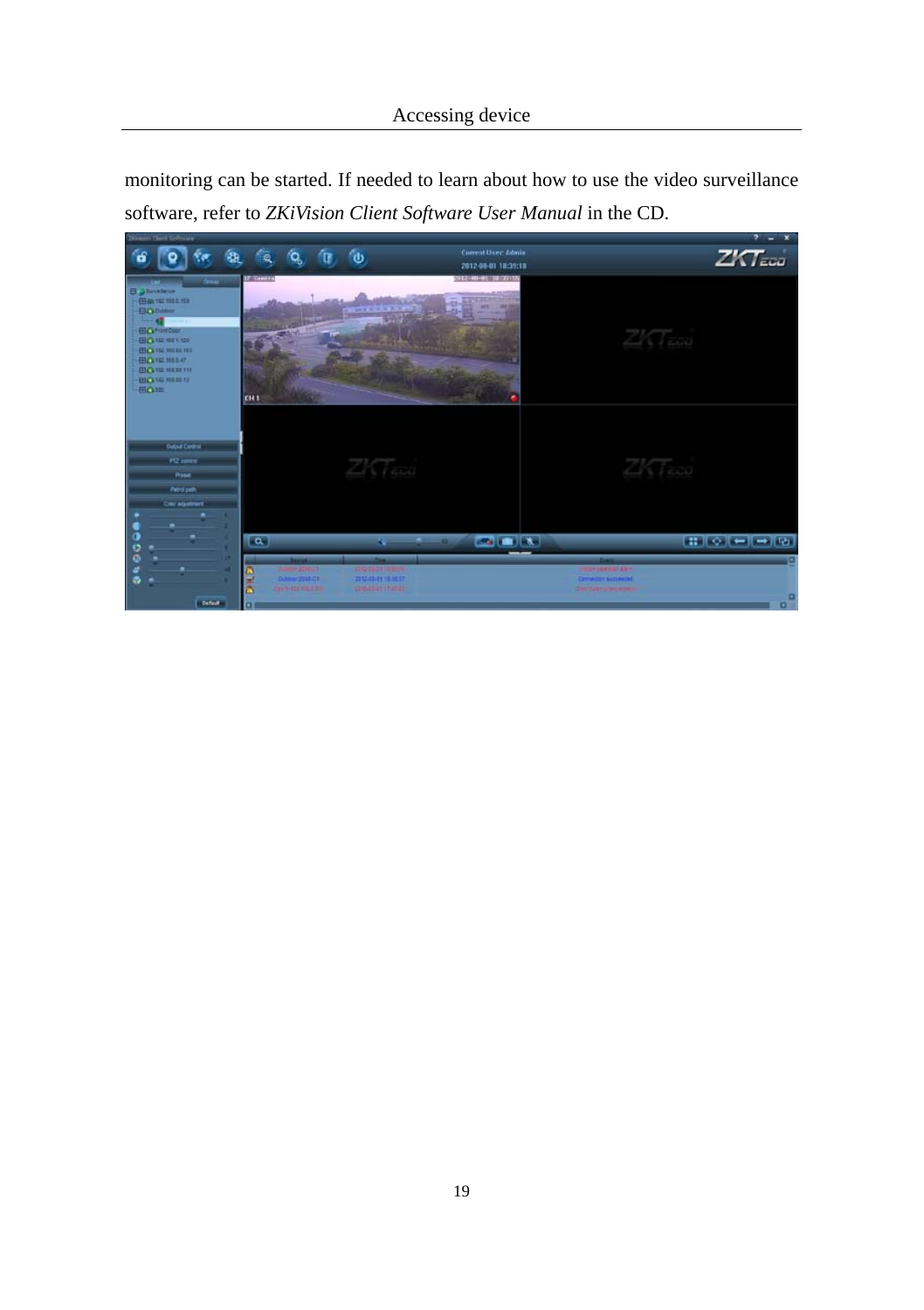monitoring can be started. If needed to learn about how to use the video surveillance software, refer to *ZKiVision Client Software User Manual* in the CD.